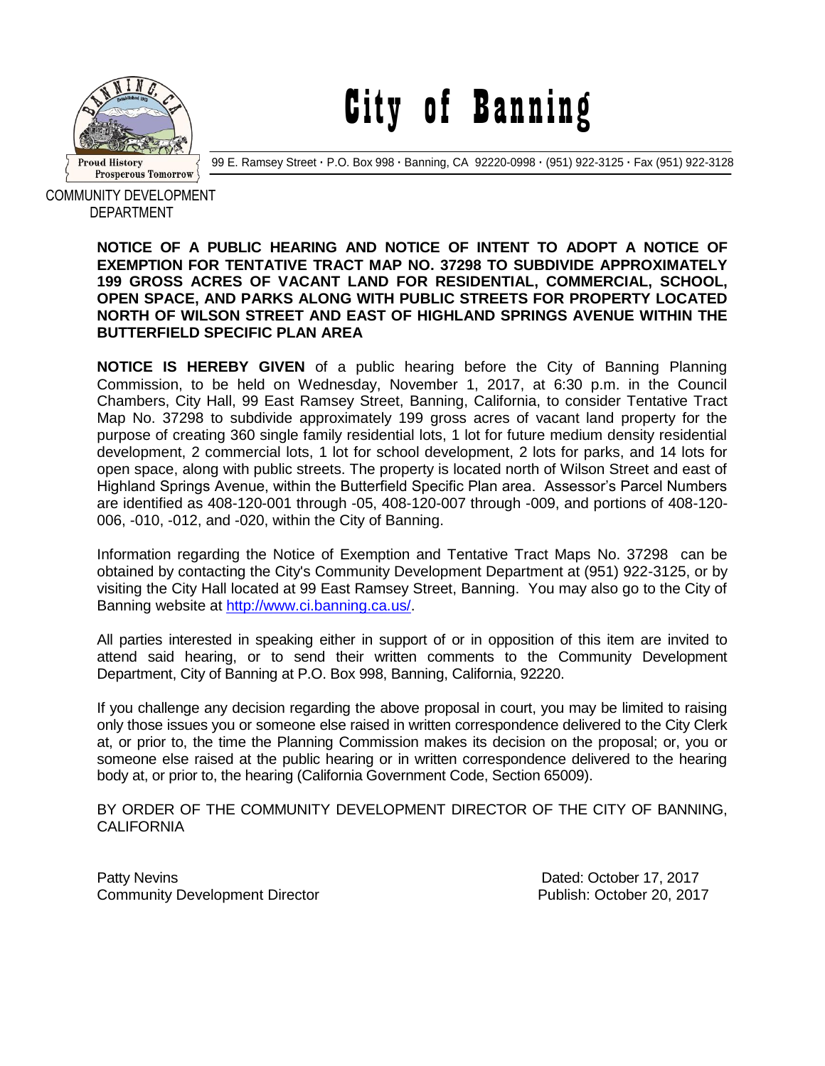# City of Banning

99 E. Ramsey Street · P.O. Box 998 · Banning, CA 92220-0998 · (951) 922-3125 · Fax (951) 922-3128

Proud History
Prosperous Tomorrow

COMMUNITY DEVELOPMENT
DEPARTMENT

**NOTICE OF A PUBLIC HEARING AND NOTICE OF INTENT TO ADOPT A NOTICE OF EXEMPTION FOR TENTATIVE TRACT MAP NO. 37298 TO SUBDIVIDE APPROXIMATELY 199 GROSS ACRES OF VACANT LAND FOR RESIDENTIAL, COMMERCIAL, SCHOOL, OPEN SPACE, AND PARKS ALONG WITH PUBLIC STREETS FOR PROPERTY LOCATED NORTH OF WILSON STREET AND EAST OF HIGHLAND SPRINGS AVENUE WITHIN THE BUTTERFIELD SPECIFIC PLAN AREA**

**NOTICE IS HEREBY GIVEN** of a public hearing before the City of Banning Planning Commission, to be held on Wednesday, November 1, 2017, at 6:30 p.m. in the Council Chambers, City Hall, 99 East Ramsey Street, Banning, California, to consider Tentative Tract Map No. 37298 to subdivide approximately 199 gross acres of vacant land property for the purpose of creating 360 single family residential lots, 1 lot for future medium density residential development, 2 commercial lots, 1 lot for school development, 2 lots for parks, and 14 lots for open space, along with public streets. The property is located north of Wilson Street and east of Highland Springs Avenue, within the Butterfield Specific Plan area. Assessor's Parcel Numbers are identified as 408-120-001 through -05, 408-120-007 through -009, and portions of 408-120-006, -010, -012, and -020, within the City of Banning.

Information regarding the Notice of Exemption and Tentative Tract Maps No. 37298 can be obtained by contacting the City's Community Development Department at (951) 922-3125, or by visiting the City Hall located at 99 East Ramsey Street, Banning. You may also go to the City of Banning website at [http://www.ci.banning.ca.us/](http://www.ci.banning.ca.us/).

All parties interested in speaking either in support of or in opposition of this item are invited to attend said hearing, or to send their written comments to the Community Development Department, City of Banning at P.O. Box 998, Banning, California, 92220.

If you challenge any decision regarding the above proposal in court, you may be limited to raising only those issues you or someone else raised in written correspondence delivered to the City Clerk at, or prior to, the time the Planning Commission makes its decision on the proposal; or, you or someone else raised at the public hearing or in written correspondence delivered to the hearing body at, or prior to, the hearing (California Government Code, Section 65009).

BY ORDER OF THE COMMUNITY DEVELOPMENT DIRECTOR OF THE CITY OF BANNING, CALIFORNIA

Patty Nevins
Community Development Director

Dated: October 17, 2017
Publish: October 20, 2017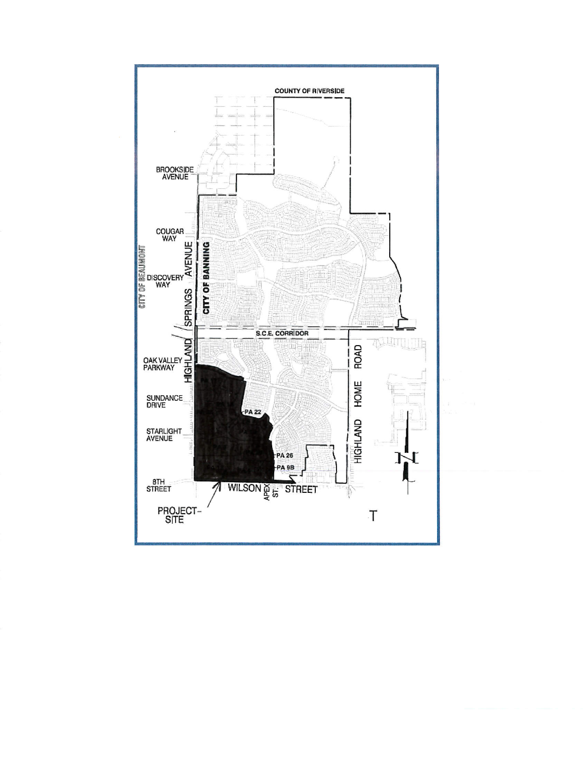COUNTY OF RIVERSIDE

BROOKSIDE AVENUE

COUGAR WAY

CITY OF BEAUMONT

DISCOVERY WAY

HIGHLAND SPRINGS AVENUE

CITY OF BANNING

S.C.E. CORRIDOR

OAK VALLEY PARKWAY

SUNDANCE DRIVE

STARLIGHT AVENUE

PA 22

PA 26

PA 9B

HIGHLAND HOME ROAD

8TH STREET

WILSON STREET

APEX ST.

PROJECT SITE

N

T